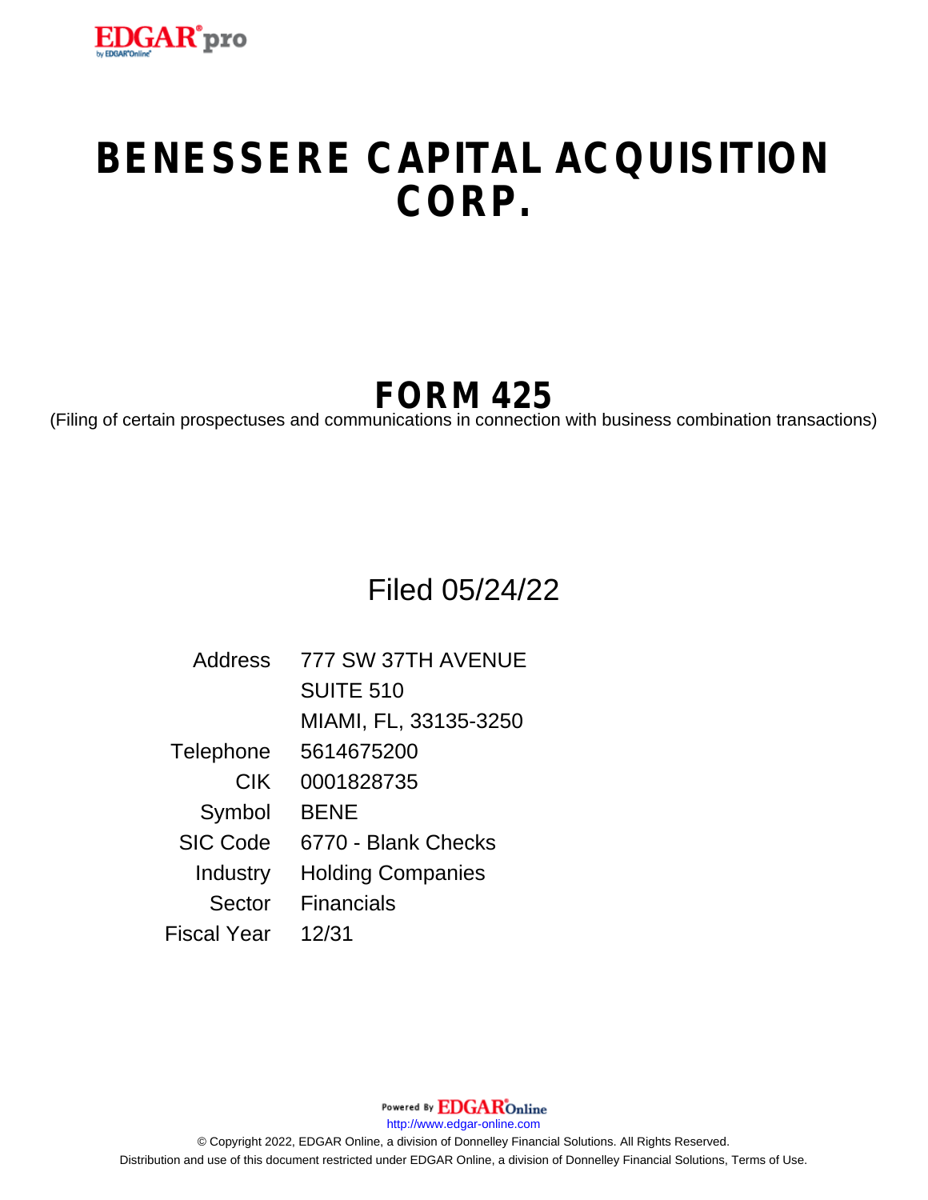# BENESSERE CAPITAL ACQUISITION CORP.

## FORM 425

(Filing of certain prospectuses and communications in connection with business combination transactions)

Filed 05/24/22

| | |
|---|---|
| Address | 777 SW 37TH AVENUE |
| | SUITE 510 |
| | MIAMI, FL, 33135-3250 |
| Telephone | 5614675200 |
| CIK | 0001828735 |
| Symbol | BENE |
| SIC Code | 6770 - Blank Checks |
| Industry | Holding Companies |
| Sector | Financials |
| Fiscal Year | 12/31 |

Powered By EDGAR Online

http://www.edgar-online.com

© Copyright 2022, EDGAR Online, a division of Donnelley Financial Solutions. All Rights Reserved.

Distribution and use of this document restricted under EDGAR Online, a division of Donnelley Financial Solutions, Terms of Use.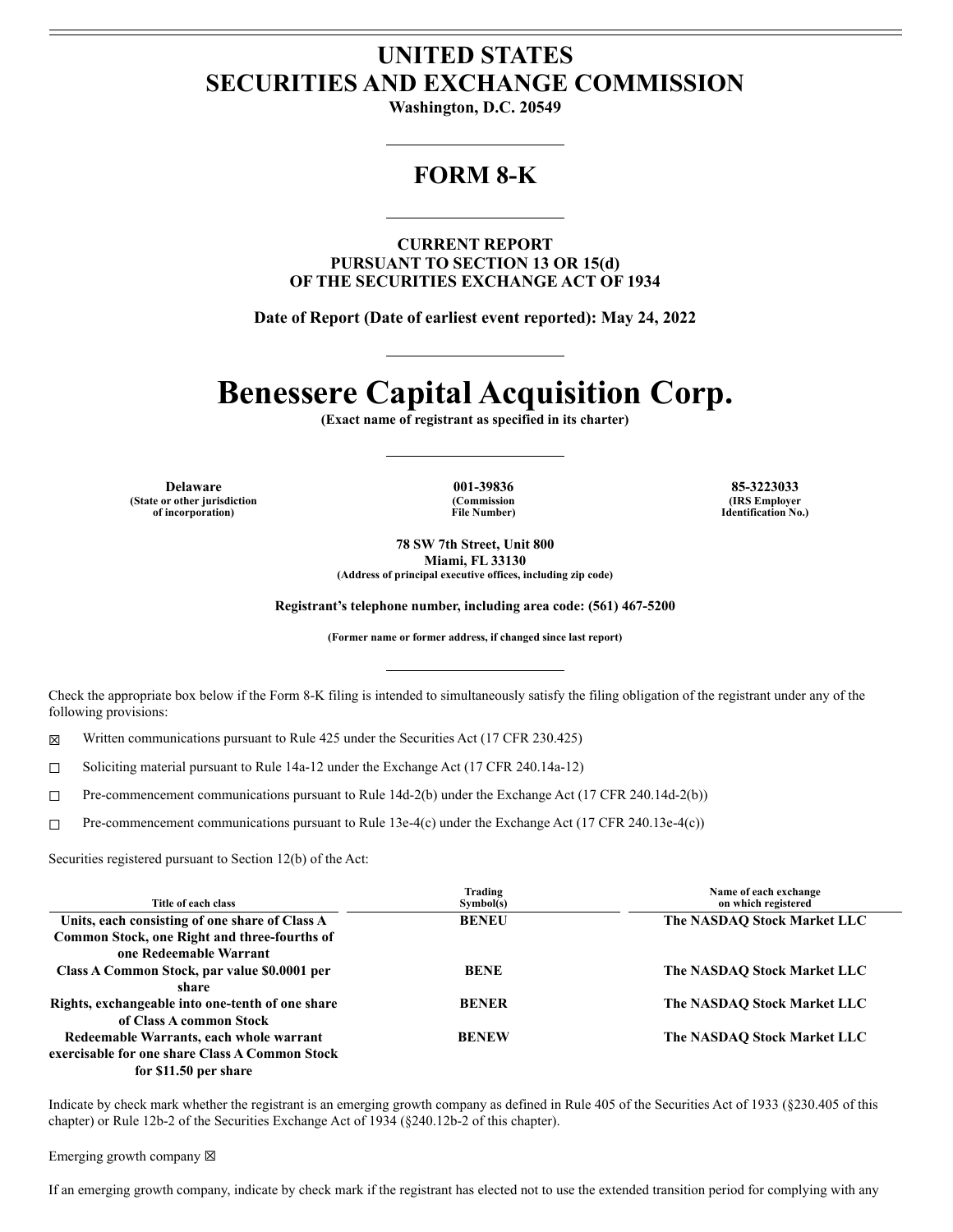# UNITED STATES
# SECURITIES AND EXCHANGE COMMISSION

**Washington, D.C. 20549**

## FORM 8-K

**CURRENT REPORT**
**PURSUANT TO SECTION 13 OR 15(d)**
**OF THE SECURITIES EXCHANGE ACT OF 1934**

**Date of Report (Date of earliest event reported): May 24, 2022**

# Benessere Capital Acquisition Corp.

**(Exact name of registrant as specified in its charter)**

| Delaware | 001-39836 | 85-3223033 |
|---|---|---|
| (State or other jurisdiction of incorporation) | (Commission File Number) | (IRS Employer Identification No.) |

**78 SW 7th Street, Unit 800**
**Miami, FL 33130**
**(Address of principal executive offices, including zip code)**

**Registrant's telephone number, including area code: (561) 467-5200**

**(Former name or former address, if changed since last report)**

Check the appropriate box below if the Form 8-K filing is intended to simultaneously satisfy the filing obligation of the registrant under any of the following provisions:

☒ Written communications pursuant to Rule 425 under the Securities Act (17 CFR 230.425)

☐ Soliciting material pursuant to Rule 14a-12 under the Exchange Act (17 CFR 240.14a-12)

☐ Pre-commencement communications pursuant to Rule 14d-2(b) under the Exchange Act (17 CFR 240.14d-2(b))

☐ Pre-commencement communications pursuant to Rule 13e-4(c) under the Exchange Act (17 CFR 240.13e-4(c))

Securities registered pursuant to Section 12(b) of the Act:

| Title of each class | Trading Symbol(s) | Name of each exchange on which registered |
|---|---|---|
| **Units, each consisting of one share of Class A Common Stock, one Right and three-fourths of one Redeemable Warrant** | **BENEU** | **The NASDAQ Stock Market LLC** |
| **Class A Common Stock, par value $0.0001 per share** | **BENE** | **The NASDAQ Stock Market LLC** |
| **Rights, exchangeable into one-tenth of one share of Class A common Stock** | **BENER** | **The NASDAQ Stock Market LLC** |
| **Redeemable Warrants, each whole warrant exercisable for one share Class A Common Stock for $11.50 per share** | **BENEW** | **The NASDAQ Stock Market LLC** |

Indicate by check mark whether the registrant is an emerging growth company as defined in Rule 405 of the Securities Act of 1933 (§230.405 of this chapter) or Rule 12b-2 of the Securities Exchange Act of 1934 (§240.12b-2 of this chapter).

Emerging growth company ☒

If an emerging growth company, indicate by check mark if the registrant has elected not to use the extended transition period for complying with any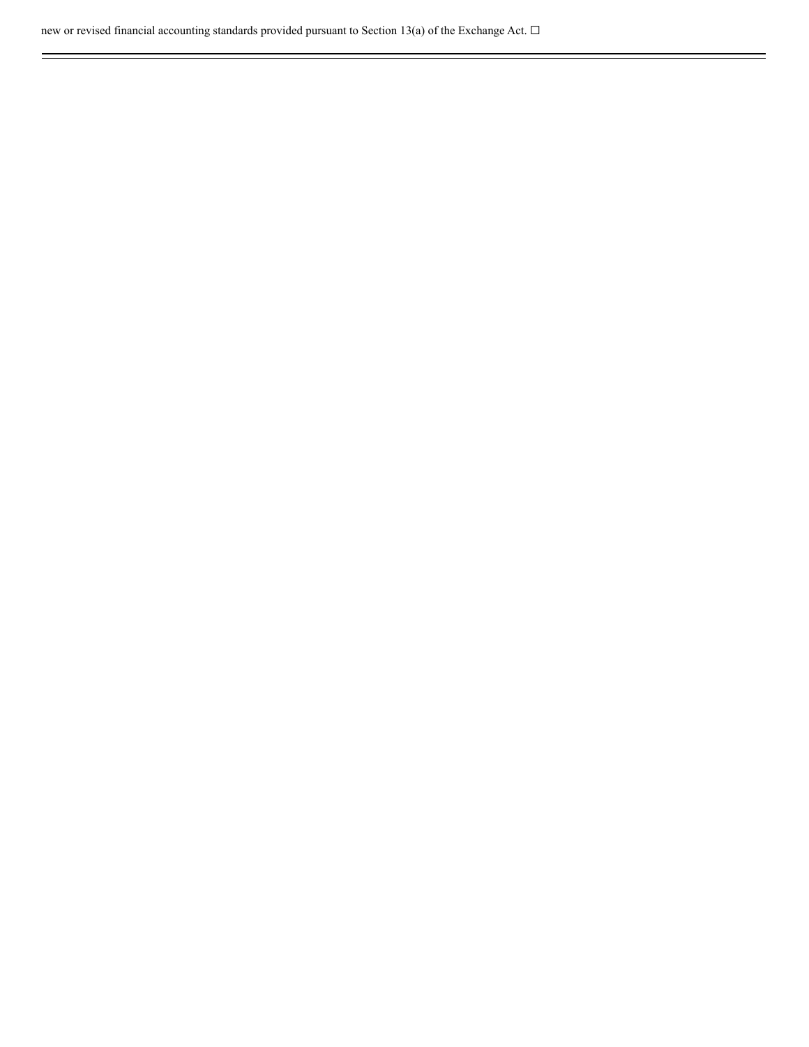new or revised financial accounting standards provided pursuant to Section 13(a) of the Exchange Act. ☐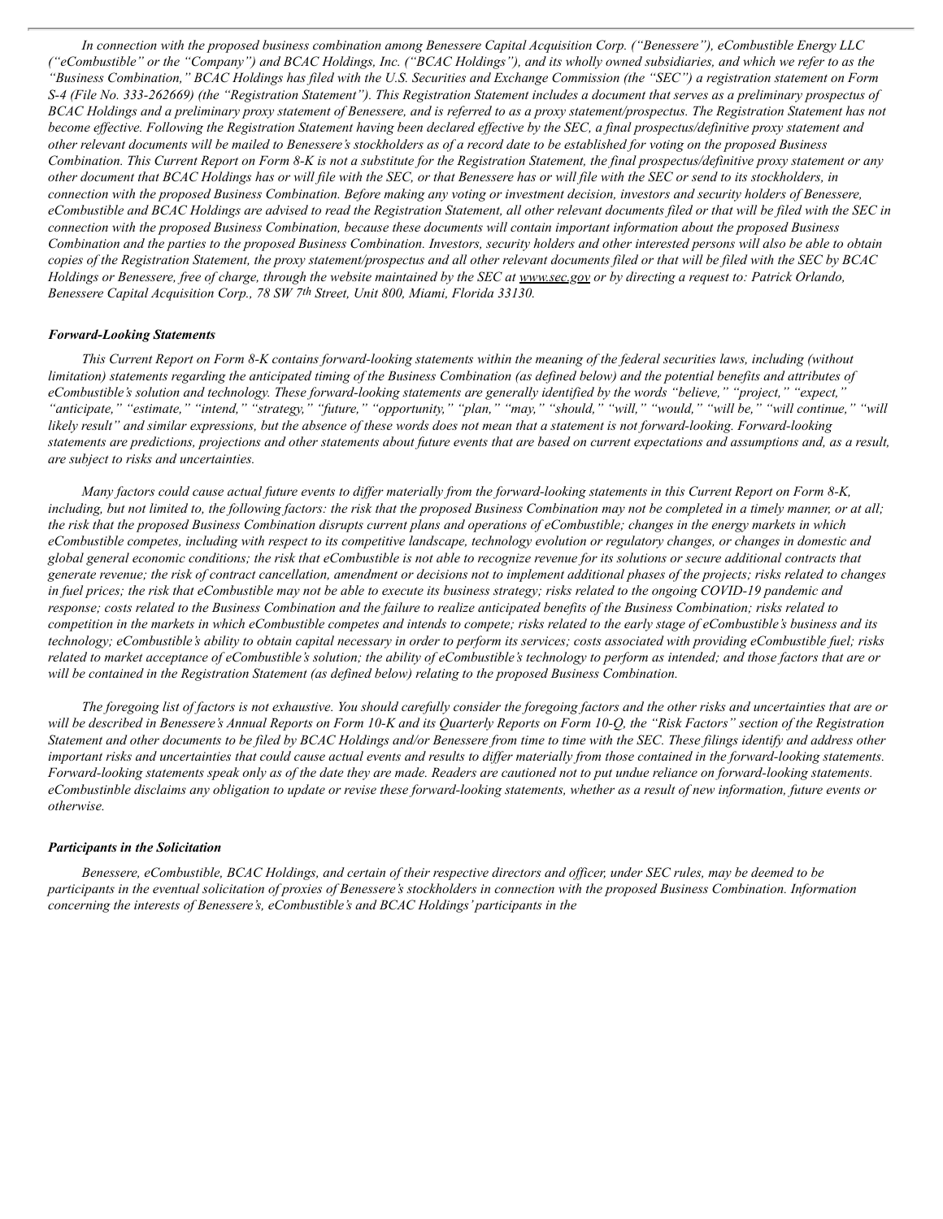*In connection with the proposed business combination among Benessere Capital Acquisition Corp. ("Benessere"), eCombustible Energy LLC ("eCombustible" or the "Company") and BCAC Holdings, Inc. ("BCAC Holdings"), and its wholly owned subsidiaries, and which we refer to as the "Business Combination," BCAC Holdings has filed with the U.S. Securities and Exchange Commission (the "SEC") a registration statement on Form S-4 (File No. 333-262669) (the "Registration Statement"). This Registration Statement includes a document that serves as a preliminary prospectus of BCAC Holdings and a preliminary proxy statement of Benessere, and is referred to as a proxy statement/prospectus. The Registration Statement has not become effective. Following the Registration Statement having been declared effective by the SEC, a final prospectus/definitive proxy statement and other relevant documents will be mailed to Benessere's stockholders as of a record date to be established for voting on the proposed Business Combination. This Current Report on Form 8-K is not a substitute for the Registration Statement, the final prospectus/definitive proxy statement or any other document that BCAC Holdings has or will file with the SEC, or that Benessere has or will file with the SEC or send to its stockholders, in connection with the proposed Business Combination. Before making any voting or investment decision, investors and security holders of Benessere, eCombustible and BCAC Holdings are advised to read the Registration Statement, all other relevant documents filed or that will be filed with the SEC in connection with the proposed Business Combination, because these documents will contain important information about the proposed Business Combination and the parties to the proposed Business Combination. Investors, security holders and other interested persons will also be able to obtain copies of the Registration Statement, the proxy statement/prospectus and all other relevant documents filed or that will be filed with the SEC by BCAC Holdings or Benessere, free of charge, through the website maintained by the SEC at www.sec.gov or by directing a request to: Patrick Orlando, Benessere Capital Acquisition Corp., 78 SW 7th Street, Unit 800, Miami, Florida 33130.*

***Forward-Looking Statements***

*This Current Report on Form 8-K contains forward-looking statements within the meaning of the federal securities laws, including (without limitation) statements regarding the anticipated timing of the Business Combination (as defined below) and the potential benefits and attributes of eCombustible's solution and technology. These forward-looking statements are generally identified by the words "believe," "project," "expect," "anticipate," "estimate," "intend," "strategy," "future," "opportunity," "plan," "may," "should," "will," "would," "will be," "will continue," "will likely result" and similar expressions, but the absence of these words does not mean that a statement is not forward-looking. Forward-looking statements are predictions, projections and other statements about future events that are based on current expectations and assumptions and, as a result, are subject to risks and uncertainties.*

*Many factors could cause actual future events to differ materially from the forward-looking statements in this Current Report on Form 8-K, including, but not limited to, the following factors: the risk that the proposed Business Combination may not be completed in a timely manner, or at all; the risk that the proposed Business Combination disrupts current plans and operations of eCombustible; changes in the energy markets in which eCombustible competes, including with respect to its competitive landscape, technology evolution or regulatory changes, or changes in domestic and global general economic conditions; the risk that eCombustible is not able to recognize revenue for its solutions or secure additional contracts that generate revenue; the risk of contract cancellation, amendment or decisions not to implement additional phases of the projects; risks related to changes in fuel prices; the risk that eCombustible may not be able to execute its business strategy; risks related to the ongoing COVID-19 pandemic and response; costs related to the Business Combination and the failure to realize anticipated benefits of the Business Combination; risks related to competition in the markets in which eCombustible competes and intends to compete; risks related to the early stage of eCombustible's business and its technology; eCombustible's ability to obtain capital necessary in order to perform its services; costs associated with providing eCombustible fuel; risks related to market acceptance of eCombustible's solution; the ability of eCombustible's technology to perform as intended; and those factors that are or will be contained in the Registration Statement (as defined below) relating to the proposed Business Combination.*

*The foregoing list of factors is not exhaustive. You should carefully consider the foregoing factors and the other risks and uncertainties that are or will be described in Benessere's Annual Reports on Form 10-K and its Quarterly Reports on Form 10-Q, the "Risk Factors" section of the Registration Statement and other documents to be filed by BCAC Holdings and/or Benessere from time to time with the SEC. These filings identify and address other important risks and uncertainties that could cause actual events and results to differ materially from those contained in the forward-looking statements. Forward-looking statements speak only as of the date they are made. Readers are cautioned not to put undue reliance on forward-looking statements. eCombustinble disclaims any obligation to update or revise these forward-looking statements, whether as a result of new information, future events or otherwise.*

***Participants in the Solicitation***

*Benessere, eCombustible, BCAC Holdings, and certain of their respective directors and officer, under SEC rules, may be deemed to be participants in the eventual solicitation of proxies of Benessere's stockholders in connection with the proposed Business Combination. Information concerning the interests of Benessere's, eCombustible's and BCAC Holdings' participants in the*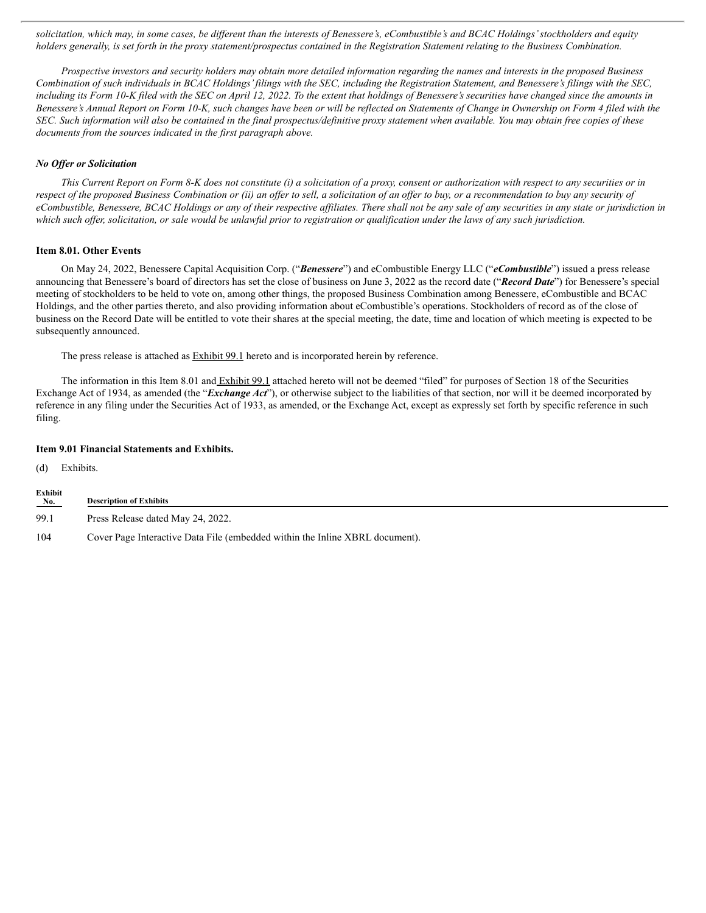*solicitation, which may, in some cases, be different than the interests of Benessere's, eCombustible's and BCAC Holdings' stockholders and equity holders generally, is set forth in the proxy statement/prospectus contained in the Registration Statement relating to the Business Combination.*

*Prospective investors and security holders may obtain more detailed information regarding the names and interests in the proposed Business Combination of such individuals in BCAC Holdings' filings with the SEC, including the Registration Statement, and Benessere's filings with the SEC, including its Form 10-K filed with the SEC on April 12, 2022. To the extent that holdings of Benessere's securities have changed since the amounts in Benessere's Annual Report on Form 10-K, such changes have been or will be reflected on Statements of Change in Ownership on Form 4 filed with the SEC. Such information will also be contained in the final prospectus/definitive proxy statement when available. You may obtain free copies of these documents from the sources indicated in the first paragraph above.*

***No Offer or Solicitation***

*This Current Report on Form 8-K does not constitute (i) a solicitation of a proxy, consent or authorization with respect to any securities or in respect of the proposed Business Combination or (ii) an offer to sell, a solicitation of an offer to buy, or a recommendation to buy any security of eCombustible, Benessere, BCAC Holdings or any of their respective affiliates. There shall not be any sale of any securities in any state or jurisdiction in which such offer, solicitation, or sale would be unlawful prior to registration or qualification under the laws of any such jurisdiction.*

**Item 8.01. Other Events**

On May 24, 2022, Benessere Capital Acquisition Corp. ("***Benessere***") and eCombustible Energy LLC ("***eCombustible***") issued a press release announcing that Benessere's board of directors has set the close of business on June 3, 2022 as the record date ("***Record Date***") for Benessere's special meeting of stockholders to be held to vote on, among other things, the proposed Business Combination among Benessere, eCombustible and BCAC Holdings, and the other parties thereto, and also providing information about eCombustible's operations. Stockholders of record as of the close of business on the Record Date will be entitled to vote their shares at the special meeting, the date, time and location of which meeting is expected to be subsequently announced.

The press release is attached as Exhibit 99.1 hereto and is incorporated herein by reference.

The information in this Item 8.01 and Exhibit 99.1 attached hereto will not be deemed "filed" for purposes of Section 18 of the Securities Exchange Act of 1934, as amended (the "***Exchange Act***"), or otherwise subject to the liabilities of that section, nor will it be deemed incorporated by reference in any filing under the Securities Act of 1933, as amended, or the Exchange Act, except as expressly set forth by specific reference in such filing.

**Item 9.01 Financial Statements and Exhibits.**

(d) Exhibits.

| Exhibit No. | Description of Exhibits |
|---|---|
| 99.1 | Press Release dated May 24, 2022. |
| 104 | Cover Page Interactive Data File (embedded within the Inline XBRL document). |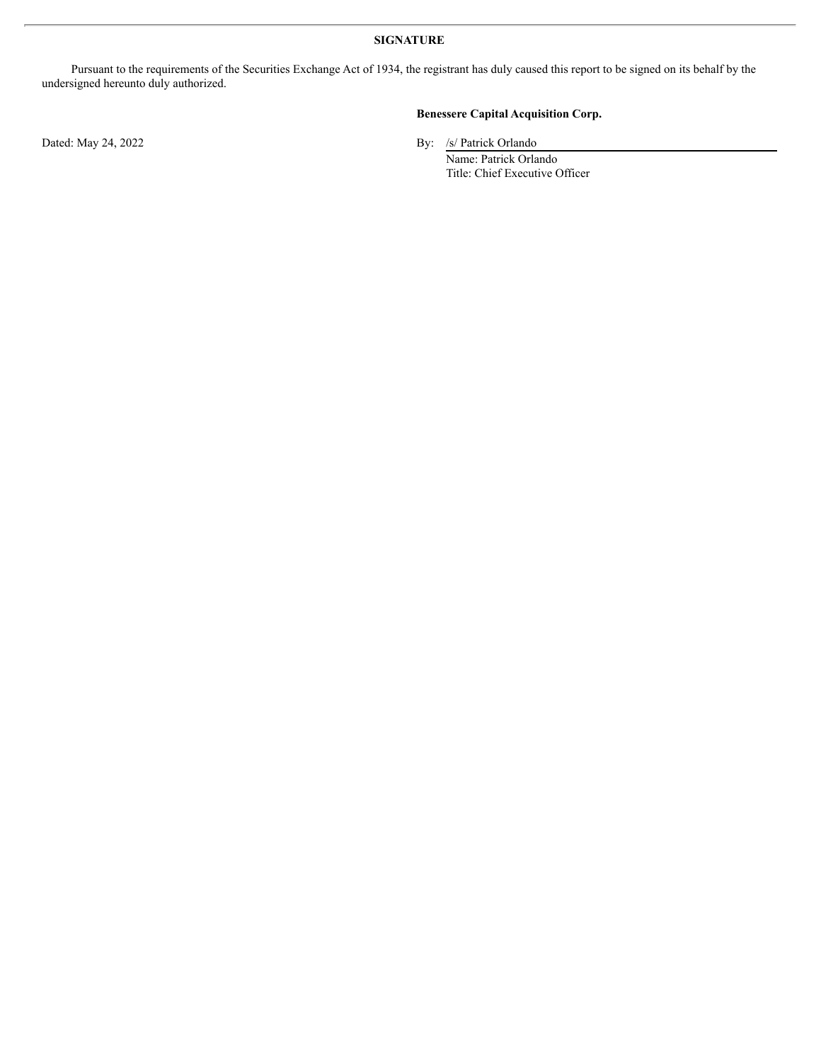**SIGNATURE**

Pursuant to the requirements of the Securities Exchange Act of 1934, the registrant has duly caused this report to be signed on its behalf by the undersigned hereunto duly authorized.

**Benessere Capital Acquisition Corp.**

Dated: May 24, 2022

By: /s/ Patrick Orlando
Name: Patrick Orlando
Title: Chief Executive Officer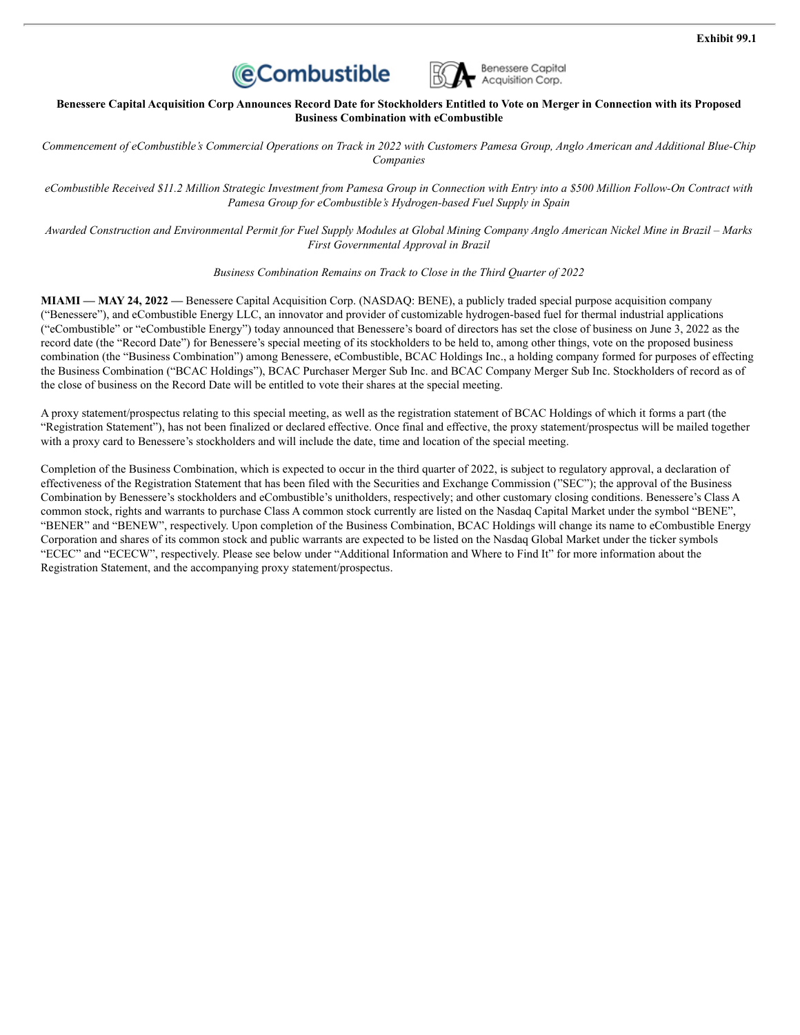**Exhibit 99.1**

**Benessere Capital Acquisition Corp Announces Record Date for Stockholders Entitled to Vote on Merger in Connection with its Proposed Business Combination with eCombustible**

*Commencement of eCombustible's Commercial Operations on Track in 2022 with Customers Pamesa Group, Anglo American and Additional Blue-Chip Companies*

*eCombustible Received $11.2 Million Strategic Investment from Pamesa Group in Connection with Entry into a $500 Million Follow-On Contract with Pamesa Group for eCombustible's Hydrogen-based Fuel Supply in Spain*

*Awarded Construction and Environmental Permit for Fuel Supply Modules at Global Mining Company Anglo American Nickel Mine in Brazil – Marks First Governmental Approval in Brazil*

*Business Combination Remains on Track to Close in the Third Quarter of 2022*

**MIAMI — MAY 24, 2022 —** Benessere Capital Acquisition Corp. (NASDAQ: BENE), a publicly traded special purpose acquisition company ("Benessere"), and eCombustible Energy LLC, an innovator and provider of customizable hydrogen-based fuel for thermal industrial applications ("eCombustible" or "eCombustible Energy") today announced that Benessere's board of directors has set the close of business on June 3, 2022 as the record date (the "Record Date") for Benessere's special meeting of its stockholders to be held to, among other things, vote on the proposed business combination (the "Business Combination") among Benessere, eCombustible, BCAC Holdings Inc., a holding company formed for purposes of effecting the Business Combination ("BCAC Holdings"), BCAC Purchaser Merger Sub Inc. and BCAC Company Merger Sub Inc. Stockholders of record as of the close of business on the Record Date will be entitled to vote their shares at the special meeting.

A proxy statement/prospectus relating to this special meeting, as well as the registration statement of BCAC Holdings of which it forms a part (the "Registration Statement"), has not been finalized or declared effective. Once final and effective, the proxy statement/prospectus will be mailed together with a proxy card to Benessere's stockholders and will include the date, time and location of the special meeting.

Completion of the Business Combination, which is expected to occur in the third quarter of 2022, is subject to regulatory approval, a declaration of effectiveness of the Registration Statement that has been filed with the Securities and Exchange Commission ("SEC"); the approval of the Business Combination by Benessere's stockholders and eCombustible's unitholders, respectively; and other customary closing conditions. Benessere's Class A common stock, rights and warrants to purchase Class A common stock currently are listed on the Nasdaq Capital Market under the symbol "BENE", "BENER" and "BENEW", respectively. Upon completion of the Business Combination, BCAC Holdings will change its name to eCombustible Energy Corporation and shares of its common stock and public warrants are expected to be listed on the Nasdaq Global Market under the ticker symbols "ECEC" and "ECECW", respectively. Please see below under "Additional Information and Where to Find It" for more information about the Registration Statement, and the accompanying proxy statement/prospectus.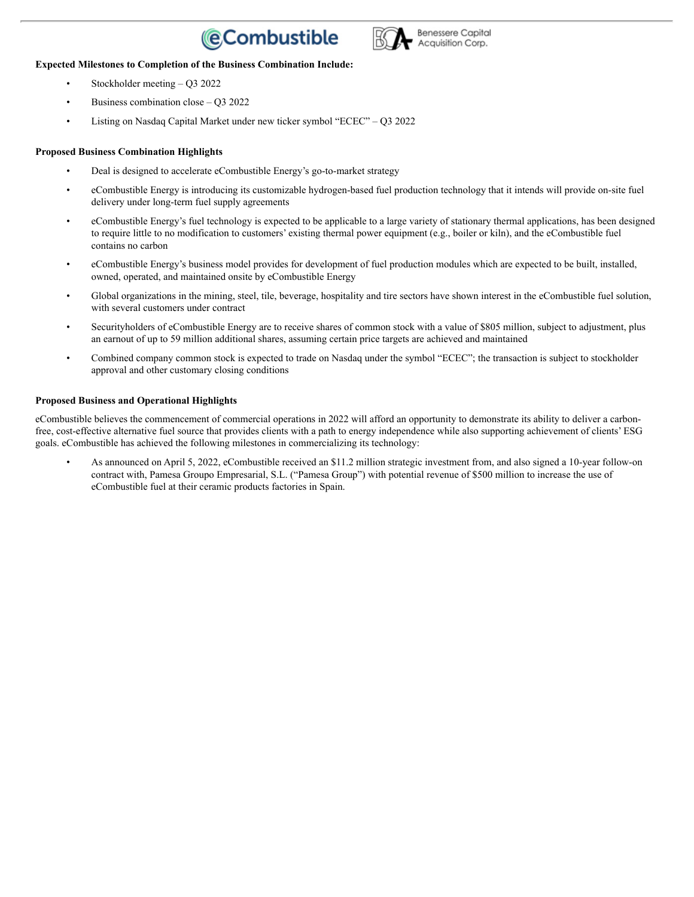**Expected Milestones to Completion of the Business Combination Include:**

- Stockholder meeting – Q3 2022
- Business combination close – Q3 2022
- Listing on Nasdaq Capital Market under new ticker symbol "ECEC" – Q3 2022

**Proposed Business Combination Highlights**

- Deal is designed to accelerate eCombustible Energy's go-to-market strategy
- eCombustible Energy is introducing its customizable hydrogen-based fuel production technology that it intends will provide on-site fuel delivery under long-term fuel supply agreements
- eCombustible Energy's fuel technology is expected to be applicable to a large variety of stationary thermal applications, has been designed to require little to no modification to customers' existing thermal power equipment (e.g., boiler or kiln), and the eCombustible fuel contains no carbon
- eCombustible Energy's business model provides for development of fuel production modules which are expected to be built, installed, owned, operated, and maintained onsite by eCombustible Energy
- Global organizations in the mining, steel, tile, beverage, hospitality and tire sectors have shown interest in the eCombustible fuel solution, with several customers under contract
- Securityholders of eCombustible Energy are to receive shares of common stock with a value of $805 million, subject to adjustment, plus an earnout of up to 59 million additional shares, assuming certain price targets are achieved and maintained
- Combined company common stock is expected to trade on Nasdaq under the symbol "ECEC"; the transaction is subject to stockholder approval and other customary closing conditions

**Proposed Business and Operational Highlights**

eCombustible believes the commencement of commercial operations in 2022 will afford an opportunity to demonstrate its ability to deliver a carbon-free, cost-effective alternative fuel source that provides clients with a path to energy independence while also supporting achievement of clients' ESG goals. eCombustible has achieved the following milestones in commercializing its technology:

- As announced on April 5, 2022, eCombustible received an $11.2 million strategic investment from, and also signed a 10-year follow-on contract with, Pamesa Groupo Empresarial, S.L. ("Pamesa Group") with potential revenue of $500 million to increase the use of eCombustible fuel at their ceramic products factories in Spain.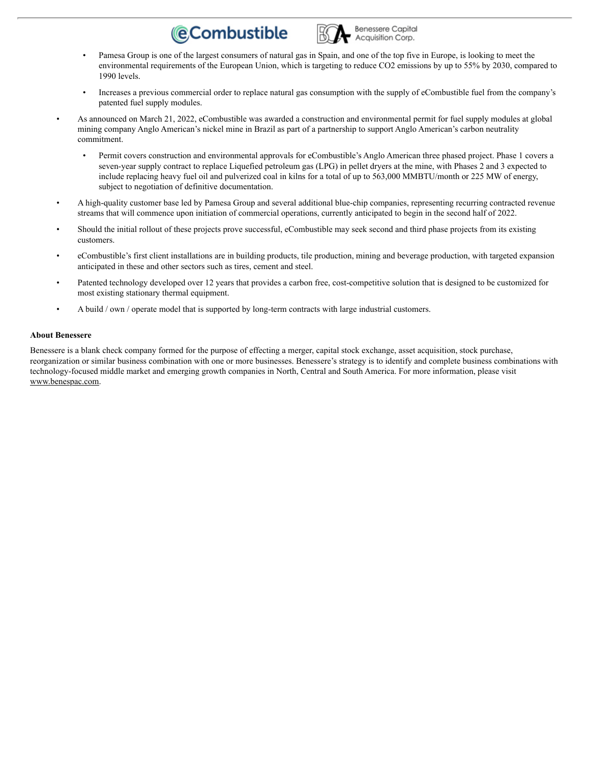- Pamesa Group is one of the largest consumers of natural gas in Spain, and one of the top five in Europe, is looking to meet the environmental requirements of the European Union, which is targeting to reduce $CO_2$ emissions by up to 55% by 2030, compared to 1990 levels.
  - Increases a previous commercial order to replace natural gas consumption with the supply of eCombustible fuel from the company's patented fuel supply modules.
- As announced on March 21, 2022, eCombustible was awarded a construction and environmental permit for fuel supply modules at global mining company Anglo American's nickel mine in Brazil as part of a partnership to support Anglo American's carbon neutrality commitment.
  - Permit covers construction and environmental approvals for eCombustible's Anglo American three phased project. Phase 1 covers a seven-year supply contract to replace Liquefied petroleum gas (LPG) in pellet dryers at the mine, with Phases 2 and 3 expected to include replacing heavy fuel oil and pulverized coal in kilns for a total of up to 563,000 MMBTU/month or 225 MW of energy, subject to negotiation of definitive documentation.
- A high-quality customer base led by Pamesa Group and several additional blue-chip companies, representing recurring contracted revenue streams that will commence upon initiation of commercial operations, currently anticipated to begin in the second half of 2022.
- Should the initial rollout of these projects prove successful, eCombustible may seek second and third phase projects from its existing customers.
- eCombustible's first client installations are in building products, tile production, mining and beverage production, with targeted expansion anticipated in these and other sectors such as tires, cement and steel.
- Patented technology developed over 12 years that provides a carbon free, cost-competitive solution that is designed to be customized for most existing stationary thermal equipment.
- A build / own / operate model that is supported by long-term contracts with large industrial customers.

**About Benessere**

Benessere is a blank check company formed for the purpose of effecting a merger, capital stock exchange, asset acquisition, stock purchase, reorganization or similar business combination with one or more businesses. Benessere's strategy is to identify and complete business combinations with technology-focused middle market and emerging growth companies in North, Central and South America. For more information, please visit www.benespac.com.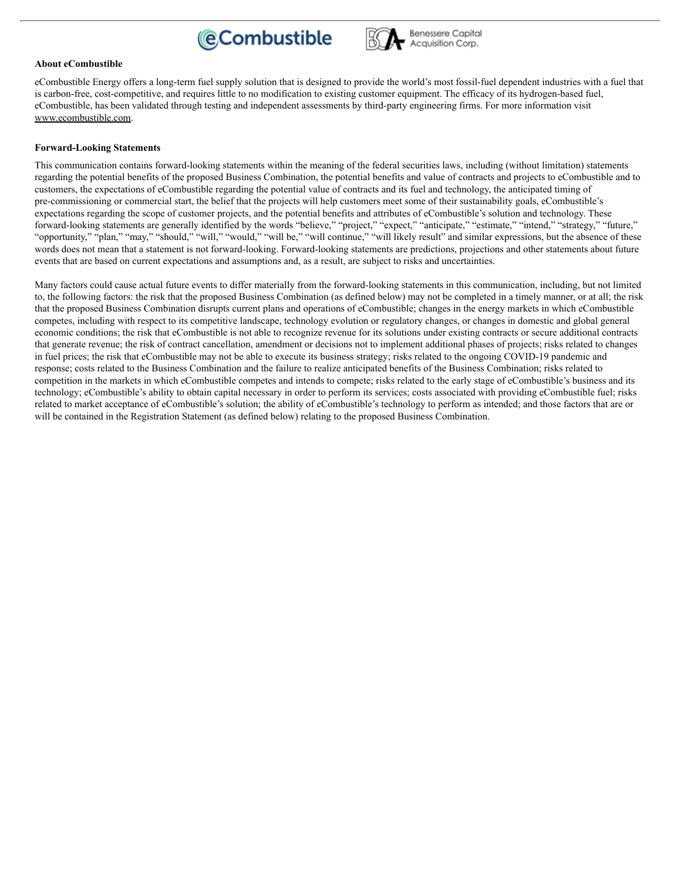**About eCombustible**

eCombustible Energy offers a long-term fuel supply solution that is designed to provide the world's most fossil-fuel dependent industries with a fuel that is carbon-free, cost-competitive, and requires little to no modification to existing customer equipment. The efficacy of its hydrogen-based fuel, eCombustible, has been validated through testing and independent assessments by third-party engineering firms. For more information visit www.ecombustible.com.

**Forward-Looking Statements**

This communication contains forward-looking statements within the meaning of the federal securities laws, including (without limitation) statements regarding the potential benefits of the proposed Business Combination, the potential benefits and value of contracts and projects to eCombustible and to customers, the expectations of eCombustible regarding the potential value of contracts and its fuel and technology, the anticipated timing of pre-commissioning or commercial start, the belief that the projects will help customers meet some of their sustainability goals, eCombustible's expectations regarding the scope of customer projects, and the potential benefits and attributes of eCombustible's solution and technology. These forward-looking statements are generally identified by the words "believe," "project," "expect," "anticipate," "estimate," "intend," "strategy," "future," "opportunity," "plan," "may," "should," "will," "would," "will be," "will continue," "will likely result" and similar expressions, but the absence of these words does not mean that a statement is not forward-looking. Forward-looking statements are predictions, projections and other statements about future events that are based on current expectations and assumptions and, as a result, are subject to risks and uncertainties.

Many factors could cause actual future events to differ materially from the forward-looking statements in this communication, including, but not limited to, the following factors: the risk that the proposed Business Combination (as defined below) may not be completed in a timely manner, or at all; the risk that the proposed Business Combination disrupts current plans and operations of eCombustible; changes in the energy markets in which eCombustible competes, including with respect to its competitive landscape, technology evolution or regulatory changes, or changes in domestic and global general economic conditions; the risk that eCombustible is not able to recognize revenue for its solutions under existing contracts or secure additional contracts that generate revenue; the risk of contract cancellation, amendment or decisions not to implement additional phases of projects; risks related to changes in fuel prices; the risk that eCombustible may not be able to execute its business strategy; risks related to the ongoing COVID-19 pandemic and response; costs related to the Business Combination and the failure to realize anticipated benefits of the Business Combination; risks related to competition in the markets in which eCombustible competes and intends to compete; risks related to the early stage of eCombustible's business and its technology; eCombustible's ability to obtain capital necessary in order to perform its services; costs associated with providing eCombustible fuel; risks related to market acceptance of eCombustible's solution; the ability of eCombustible's technology to perform as intended; and those factors that are or will be contained in the Registration Statement (as defined below) relating to the proposed Business Combination.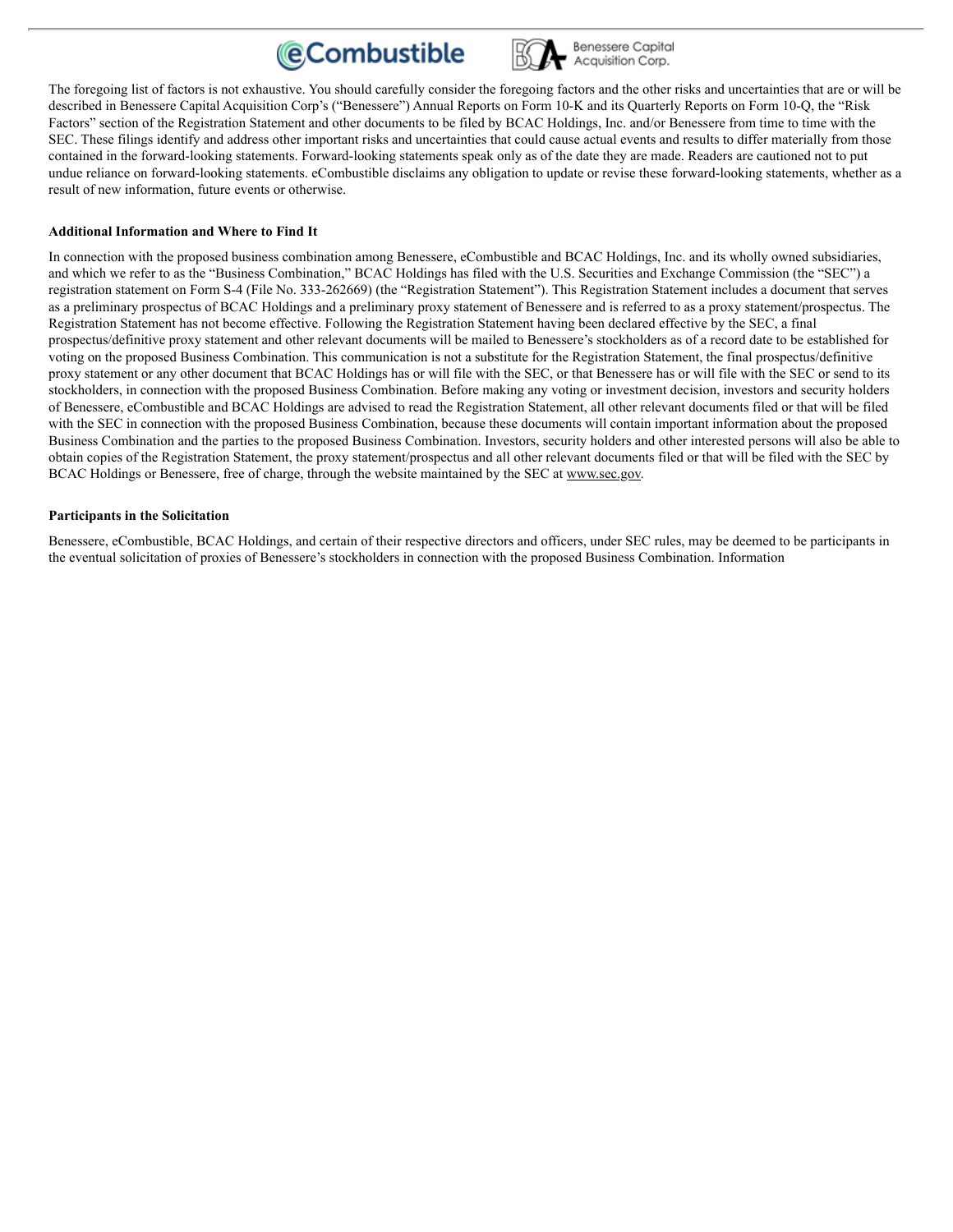The foregoing list of factors is not exhaustive. You should carefully consider the foregoing factors and the other risks and uncertainties that are or will be described in Benessere Capital Acquisition Corp's ("Benessere") Annual Reports on Form 10-K and its Quarterly Reports on Form 10-Q, the "Risk Factors" section of the Registration Statement and other documents to be filed by BCAC Holdings, Inc. and/or Benessere from time to time with the SEC. These filings identify and address other important risks and uncertainties that could cause actual events and results to differ materially from those contained in the forward-looking statements. Forward-looking statements speak only as of the date they are made. Readers are cautioned not to put undue reliance on forward-looking statements. eCombustible disclaims any obligation to update or revise these forward-looking statements, whether as a result of new information, future events or otherwise.

**Additional Information and Where to Find It**

In connection with the proposed business combination among Benessere, eCombustible and BCAC Holdings, Inc. and its wholly owned subsidiaries, and which we refer to as the "Business Combination," BCAC Holdings has filed with the U.S. Securities and Exchange Commission (the "SEC") a registration statement on Form S-4 (File No. 333-262669) (the "Registration Statement"). This Registration Statement includes a document that serves as a preliminary prospectus of BCAC Holdings and a preliminary proxy statement of Benessere and is referred to as a proxy statement/prospectus. The Registration Statement has not become effective. Following the Registration Statement having been declared effective by the SEC, a final prospectus/definitive proxy statement and other relevant documents will be mailed to Benessere's stockholders as of a record date to be established for voting on the proposed Business Combination. This communication is not a substitute for the Registration Statement, the final prospectus/definitive proxy statement or any other document that BCAC Holdings has or will file with the SEC, or that Benessere has or will file with the SEC or send to its stockholders, in connection with the proposed Business Combination. Before making any voting or investment decision, investors and security holders of Benessere, eCombustible and BCAC Holdings are advised to read the Registration Statement, all other relevant documents filed or that will be filed with the SEC in connection with the proposed Business Combination, because these documents will contain important information about the proposed Business Combination and the parties to the proposed Business Combination. Investors, security holders and other interested persons will also be able to obtain copies of the Registration Statement, the proxy statement/prospectus and all other relevant documents filed or that will be filed with the SEC by BCAC Holdings or Benessere, free of charge, through the website maintained by the SEC at www.sec.gov.

**Participants in the Solicitation**

Benessere, eCombustible, BCAC Holdings, and certain of their respective directors and officers, under SEC rules, may be deemed to be participants in the eventual solicitation of proxies of Benessere's stockholders in connection with the proposed Business Combination. Information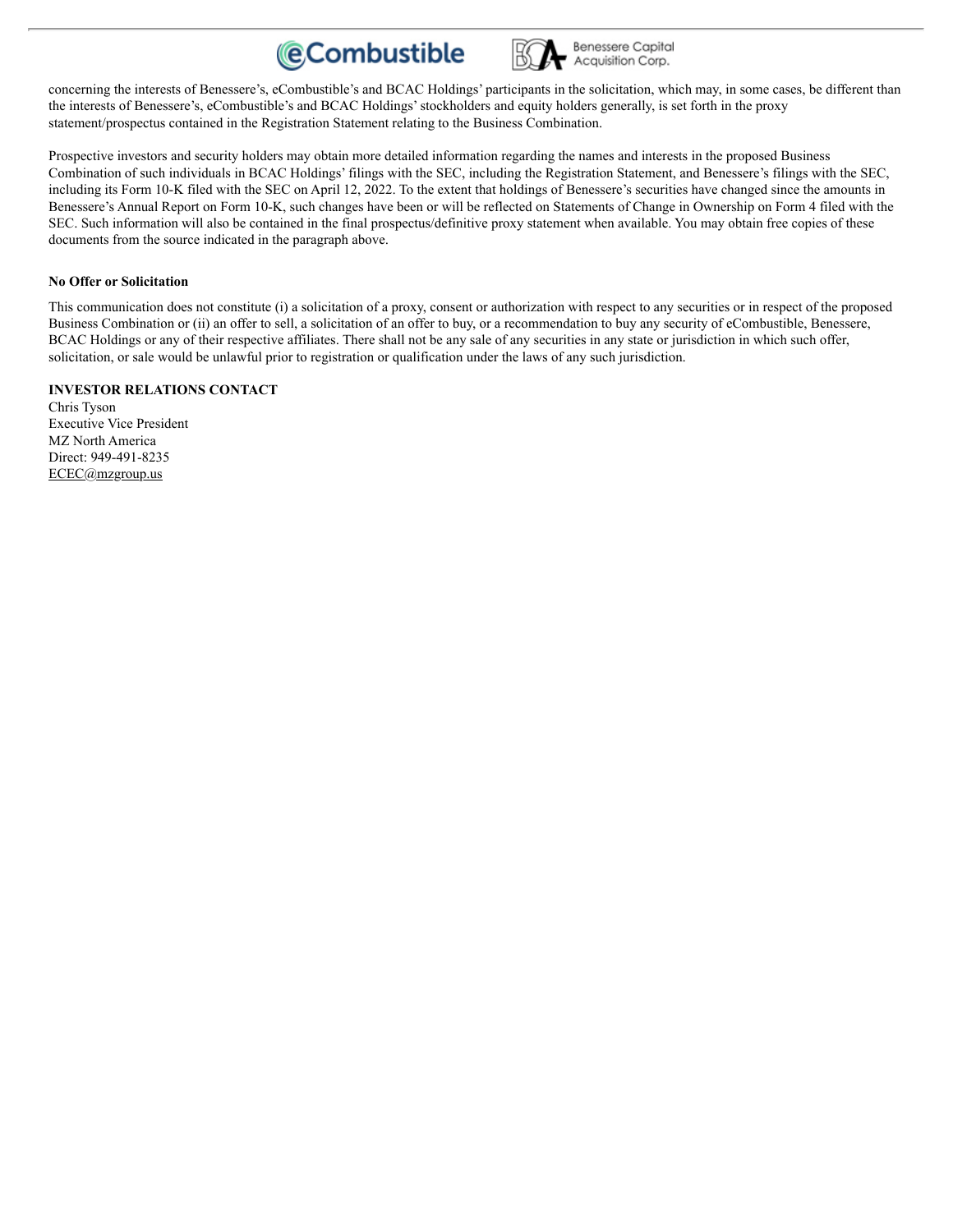concerning the interests of Benessere's, eCombustible's and BCAC Holdings' participants in the solicitation, which may, in some cases, be different than the interests of Benessere's, eCombustible's and BCAC Holdings' stockholders and equity holders generally, is set forth in the proxy statement/prospectus contained in the Registration Statement relating to the Business Combination.

Prospective investors and security holders may obtain more detailed information regarding the names and interests in the proposed Business Combination of such individuals in BCAC Holdings' filings with the SEC, including the Registration Statement, and Benessere's filings with the SEC, including its Form 10-K filed with the SEC on April 12, 2022. To the extent that holdings of Benessere's securities have changed since the amounts in Benessere's Annual Report on Form 10-K, such changes have been or will be reflected on Statements of Change in Ownership on Form 4 filed with the SEC. Such information will also be contained in the final prospectus/definitive proxy statement when available. You may obtain free copies of these documents from the source indicated in the paragraph above.

**No Offer or Solicitation**

This communication does not constitute (i) a solicitation of a proxy, consent or authorization with respect to any securities or in respect of the proposed Business Combination or (ii) an offer to sell, a solicitation of an offer to buy, or a recommendation to buy any security of eCombustible, Benessere, BCAC Holdings or any of their respective affiliates. There shall not be any sale of any securities in any state or jurisdiction in which such offer, solicitation, or sale would be unlawful prior to registration or qualification under the laws of any such jurisdiction.

**INVESTOR RELATIONS CONTACT**
Chris Tyson
Executive Vice President
MZ North America
Direct: 949-491-8235
ECEC@mzgroup.us